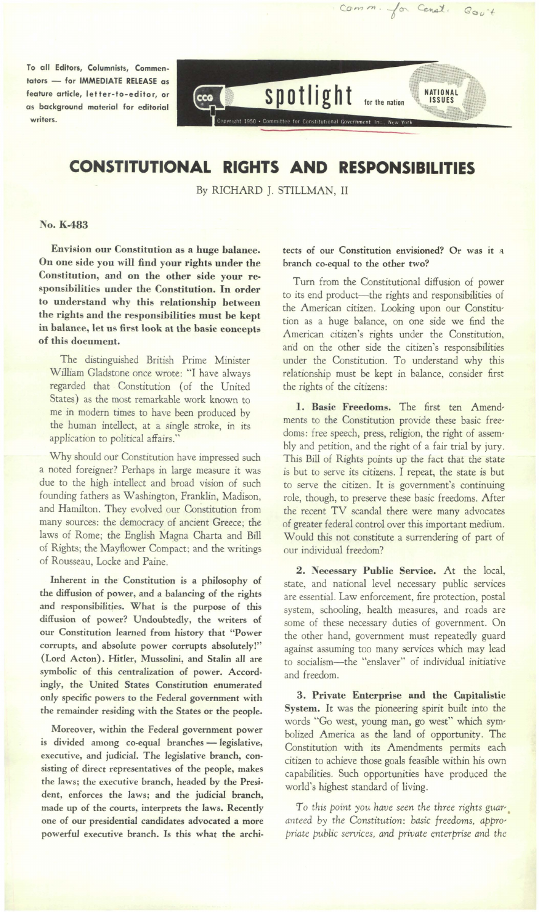Comm. for Const. Gov't

To all Editors, Columnists, Commentators — for IMMEDIATE RELEASE as feature article, letter-to-editor, or as background material for editorial writers.

CCG **spotlight** for the nation — NATIONAL ISSUES

Copyright 1950 • Committee for Constitutional Government, Inc., New York

# CONSTITUTIONAL RIGHTS AND RESPONSIBILITIES

By RICHARD J. STILLMAN, II

**No. K-483**

**Envision our Constitution as a huge balance. On one side you will find your rights under the Constitution, and on the other side your responsibilities under the Constitution. In order to understand why this relationship between the rights and the responsibilities must be kept in balance, let us first look at the basic concepts of this document.**

The distinguished British Prime Minister William Gladstone once wrote: "I have always regarded that Constitution (of the United States) as the most remarkable work known to me in modern times to have been produced by the human intellect, at a single stroke, in its application to political affairs."

Why should our Constitution have impressed such a noted foreigner? Perhaps in large measure it was due to the high intellect and broad vision of such founding fathers as Washington, Franklin, Madison, and Hamilton. They evolved our Constitution from many sources: the democracy of ancient Greece; the laws of Rome; the English Magna Charta and Bill of Rights; the Mayflower Compact; and the writings of Rousseau, Locke and Paine.

**Inherent in the Constitution is a philosophy of the diffusion of power, and a balancing of the rights and responsibilities. What is the purpose of this diffusion of power? Undoubtedly, the writers of our Constitution learned from history that "Power corrupts, and absolute power corrupts absolutely!" (Lord Acton). Hitler, Mussolini, and Stalin all are symbolic of this centralization of power. Accordingly, the United States Constitution enumerated only specific powers to the Federal government with the remainder residing with the States or the people.**

**Moreover, within the Federal government power is divided among co-equal branches — legislative, executive, and judicial. The legislative branch, consisting of direct representatives of the people, makes the laws; the executive branch, headed by the President, enforces the laws; and the judicial branch, made up of the courts, interprets the laws. Recently one of our presidential candidates advocated a more powerful executive branch. Is this what the architects of our Constitution envisioned? Or was it a branch co-equal to the other two?**

Turn from the Constitutional diffusion of power to its end product—the rights and responsibilities of the American citizen. Looking upon our Constitution as a huge balance, on one side we find the American citizen's rights under the Constitution, and on the other side the citizen's responsibilities under the Constitution. To understand why this relationship must be kept in balance, consider first the rights of the citizens:

**1. Basic Freedoms.** The first ten Amendments to the Constitution provide these basic freedoms: free speech, press, religion, the right of assembly and petition, and the right of a fair trial by jury. This Bill of Rights points up the fact that the state is but to serve its citizens. I repeat, the state is but to serve the citizen. It is government's continuing role, though, to preserve these basic freedoms. After the recent TV scandal there were many advocates of greater federal control over this important medium. Would this not constitute a surrendering of part of our individual freedom?

**2. Necessary Public Service.** At the local, state, and national level necessary public services are essential. Law enforcement, fire protection, postal system, schooling, health measures, and roads are some of these necessary duties of government. On the other hand, government must repeatedly guard against assuming too many services which may lead to socialism—the "enslaver" of individual initiative and freedom.

**3. Private Enterprise and the Capitalistic System.** It was the pioneering spirit built into the words "Go west, young man, go west" which symbolized America as the land of opportunity. The Constitution with its Amendments permits each citizen to achieve those goals feasible within his own capabilities. Such opportunities have produced the world's highest standard of living.

*To this point you have seen the three rights guaranteed by the Constitution: basic freedoms, appropriate public services, and private enterprise and the*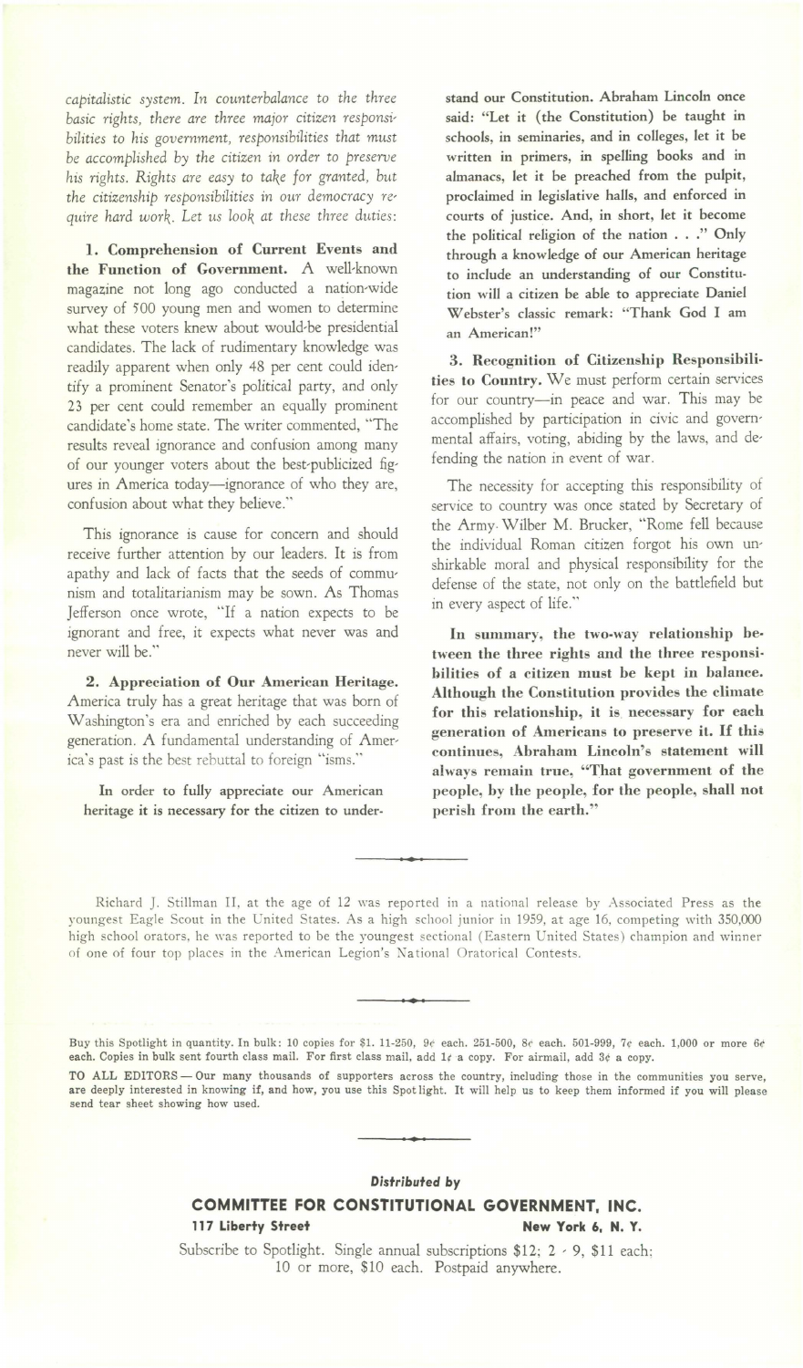*capitalistic system. In counterbalance to the three basic rights, there are three major citizen responsibilities to his government, responsibilities that must be accomplished by the citizen in order to preserve his rights. Rights are easy to take for granted, but the citizenship responsibilities in our democracy require hard work. Let us look at these three duties:*

**1. Comprehension of Current Events and the Function of Government.** A well-known magazine not long ago conducted a nation-wide survey of 500 young men and women to determine what these voters knew about would-be presidential candidates. The lack of rudimentary knowledge was readily apparent when only 48 per cent could identify a prominent Senator's political party, and only 23 per cent could remember an equally prominent candidate's home state. The writer commented, "The results reveal ignorance and confusion among many of our younger voters about the best-publicized figures in America today—ignorance of who they are, confusion about what they believe."

This ignorance is cause for concern and should receive further attention by our leaders. It is from apathy and lack of facts that the seeds of communism and totalitarianism may be sown. As Thomas Jefferson once wrote, "If a nation expects to be ignorant and free, it expects what never was and never will be."

**2. Appreciation of Our American Heritage.** America truly has a great heritage that was born of Washington's era and enriched by each succeeding generation. A fundamental understanding of America's past is the best rebuttal to foreign "isms."

**In order to fully appreciate our American heritage it is necessary for the citizen to understand our Constitution. Abraham Lincoln once said: "Let it (the Constitution) be taught in schools, in seminaries, and in colleges, let it be written in primers, in spelling books and in almanacs, let it be preached from the pulpit, proclaimed in legislative halls, and enforced in courts of justice. And, in short, let it become the political religion of the nation . . ." Only through a knowledge of our American heritage to include an understanding of our Constitution will a citizen be able to appreciate Daniel Webster's classic remark: "Thank God I am an American!"**

**3. Recognition of Citizenship Responsibilities to Country.** We must perform certain services for our country—in peace and war. This may be accomplished by participation in civic and governmental affairs, voting, abiding by the laws, and defending the nation in event of war.

The necessity for accepting this responsibility of service to country was once stated by Secretary of the Army Wilber M. Brucker, "Rome fell because the individual Roman citizen forgot his own unshirkable moral and physical responsibility for the defense of the state, not only on the battlefield but in every aspect of life."

**In summary, the two-way relationship between the three rights and the three responsibilities of a citizen must be kept in balance. Although the Constitution provides the climate for this relationship, it is necessary for each generation of Americans to preserve it. If this continues, Abraham Lincoln's statement will always remain true, "That government of the people, by the people, for the people, shall not perish from the earth."**

---

Richard J. Stillman II, at the age of 12 was reported in a national release by Associated Press as the youngest Eagle Scout in the United States. As a high school junior in 1959, at age 16, competing with 350,000 high school orators, he was reported to be the youngest sectional (Eastern United States) champion and winner of one of four top places in the American Legion's National Oratorical Contests.

---

Buy this Spotlight in quantity. In bulk: 10 copies for $1. 11-250, 9¢ each. 251-500, 8¢ each. 501-999, 7¢ each. 1,000 or more 6¢ each. Copies in bulk sent fourth class mail. For first class mail, add 1¢ a copy. For airmail, add 3¢ a copy.

TO ALL EDITORS — Our many thousands of supporters across the country, including those in the communities you serve, are deeply interested in knowing if, and how, you use this Spotlight. It will help us to keep them informed if you will please send tear sheet showing how used.

---

***Distributed by***

**COMMITTEE FOR CONSTITUTIONAL GOVERNMENT, INC.**

**117 Liberty Street** — **New York 6, N. Y.**

Subscribe to Spotlight. Single annual subscriptions $12; 2 - 9, $11 each; 10 or more, $10 each. Postpaid anywhere.